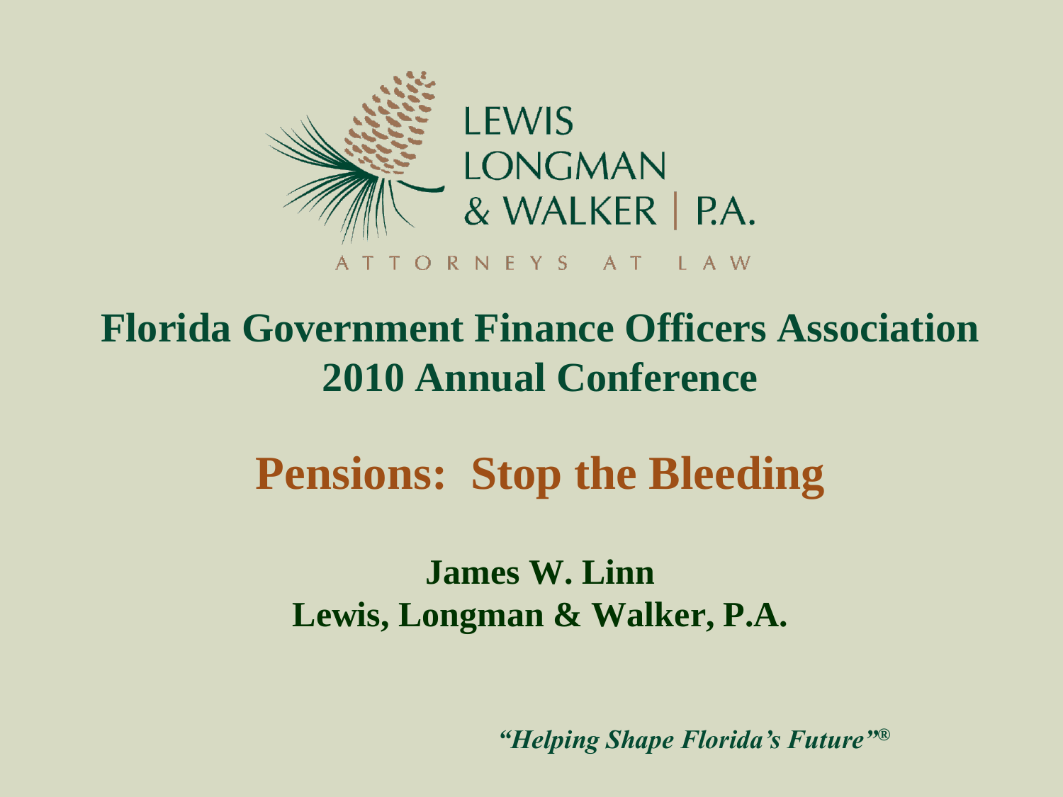LEWIS
LONGMAN
& WALKER | P.A.

ATTORNEYS AT LAW

# Florida Government Finance Officers Association 2010 Annual Conference

## Pensions: Stop the Bleeding

**James W. Linn**
**Lewis, Longman & Walker, P.A.**

*"Helping Shape Florida's Future"®*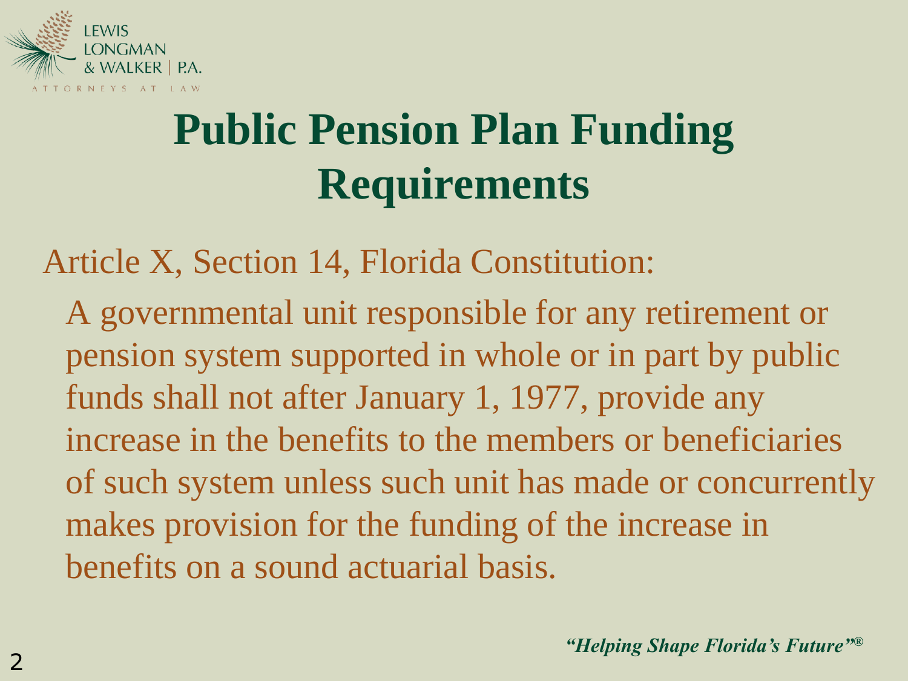# Public Pension Plan Funding Requirements

Article X, Section 14, Florida Constitution:

A governmental unit responsible for any retirement or pension system supported in whole or in part by public funds shall not after January 1, 1977, provide any increase in the benefits to the members or beneficiaries of such system unless such unit has made or concurrently makes provision for the funding of the increase in benefits on a sound actuarial basis.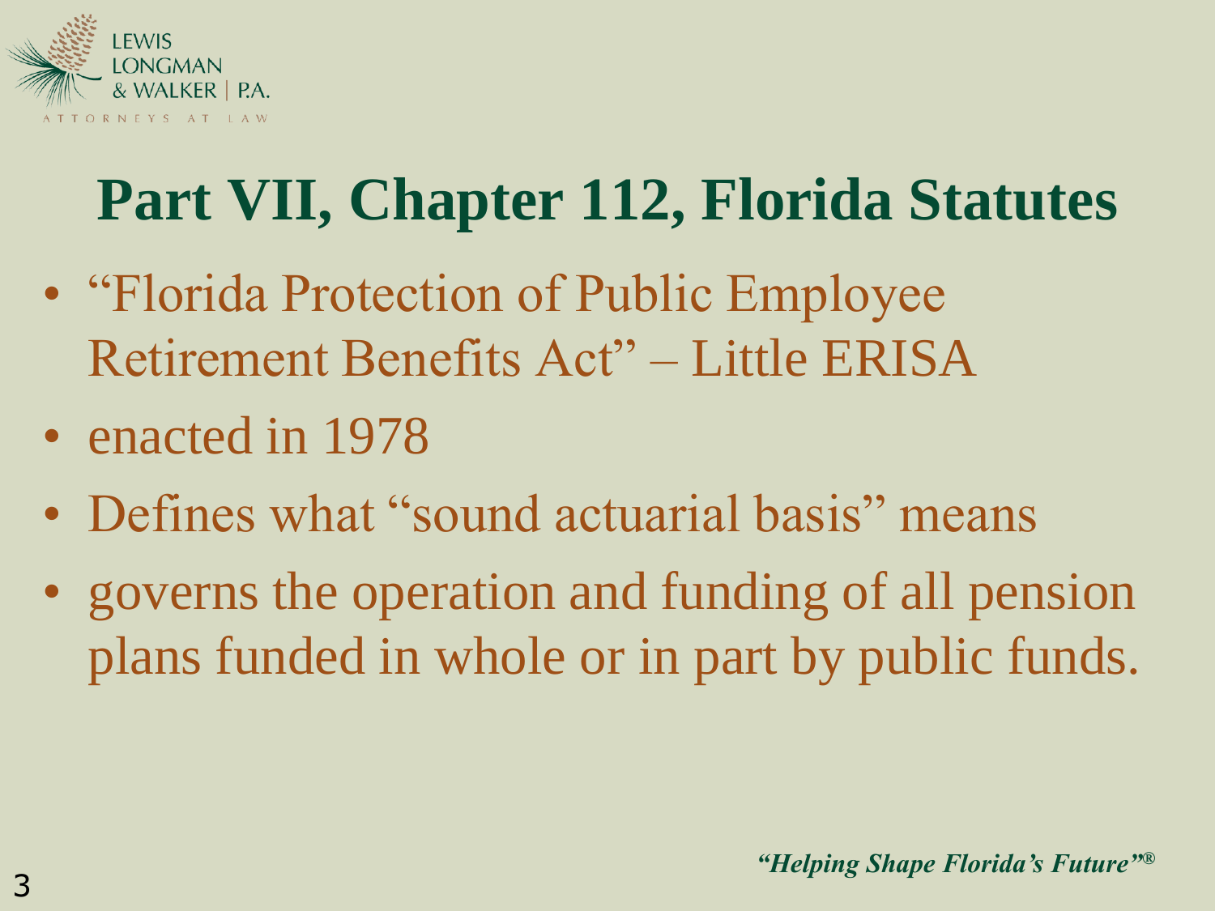# Part VII, Chapter 112, Florida Statutes

- "Florida Protection of Public Employee Retirement Benefits Act" – Little ERISA
- enacted in 1978
- Defines what "sound actuarial basis" means
- governs the operation and funding of all pension plans funded in whole or in part by public funds.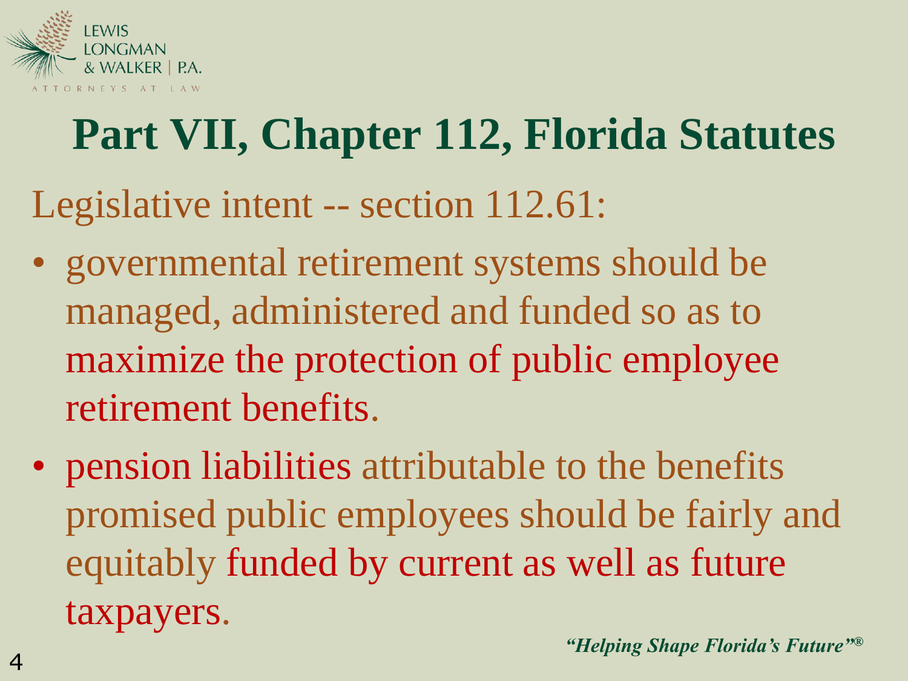# Part VII, Chapter 112, Florida Statutes

Legislative intent -- section 112.61:

- governmental retirement systems should be managed, administered and funded so as to maximize the protection of public employee retirement benefits.
- pension liabilities attributable to the benefits promised public employees should be fairly and equitably funded by current as well as future taxpayers.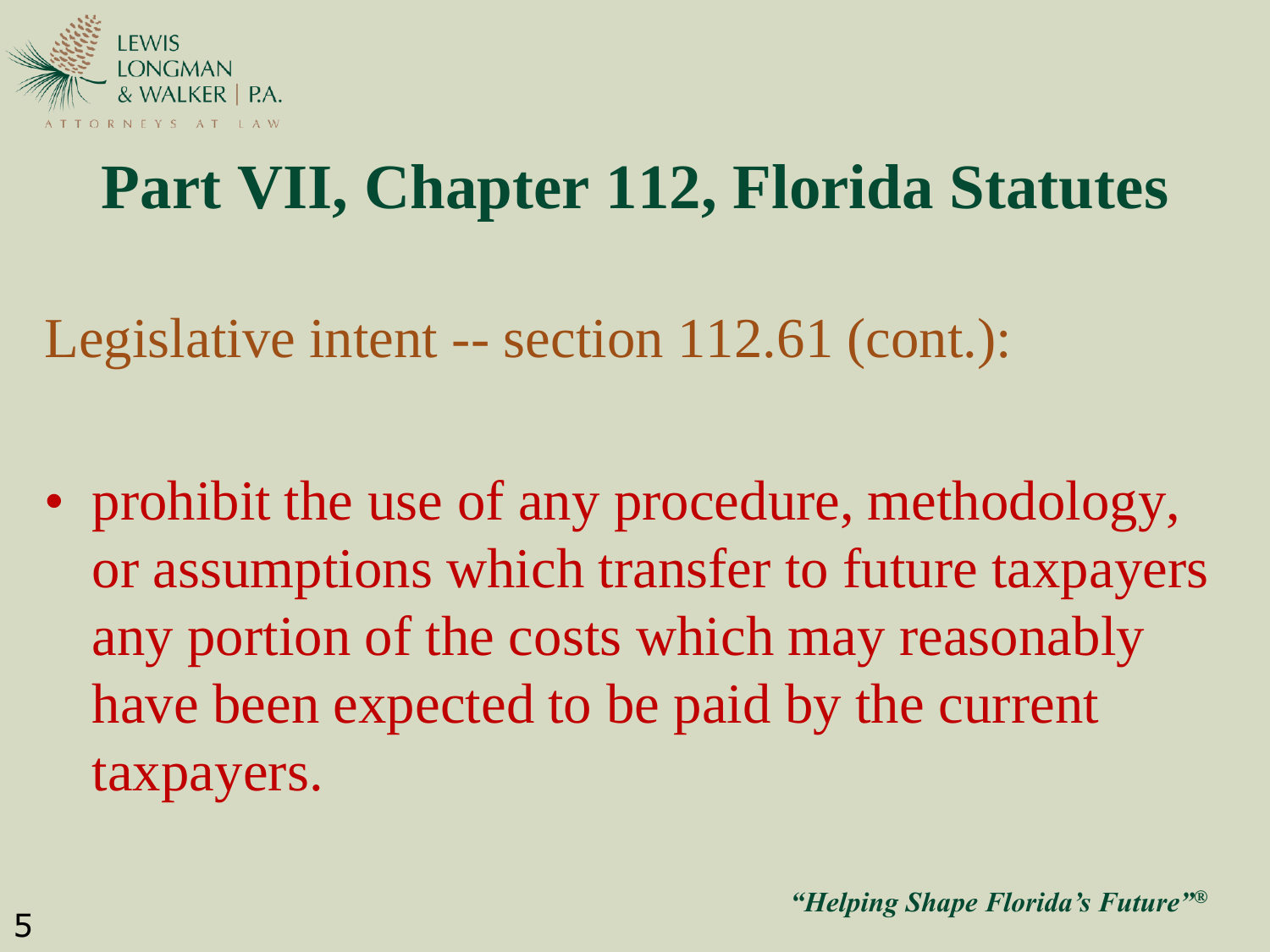# Part VII, Chapter 112, Florida Statutes

## Legislative intent -- section 112.61 (cont.):

- prohibit the use of any procedure, methodology, or assumptions which transfer to future taxpayers any portion of the costs which may reasonably have been expected to be paid by the current taxpayers.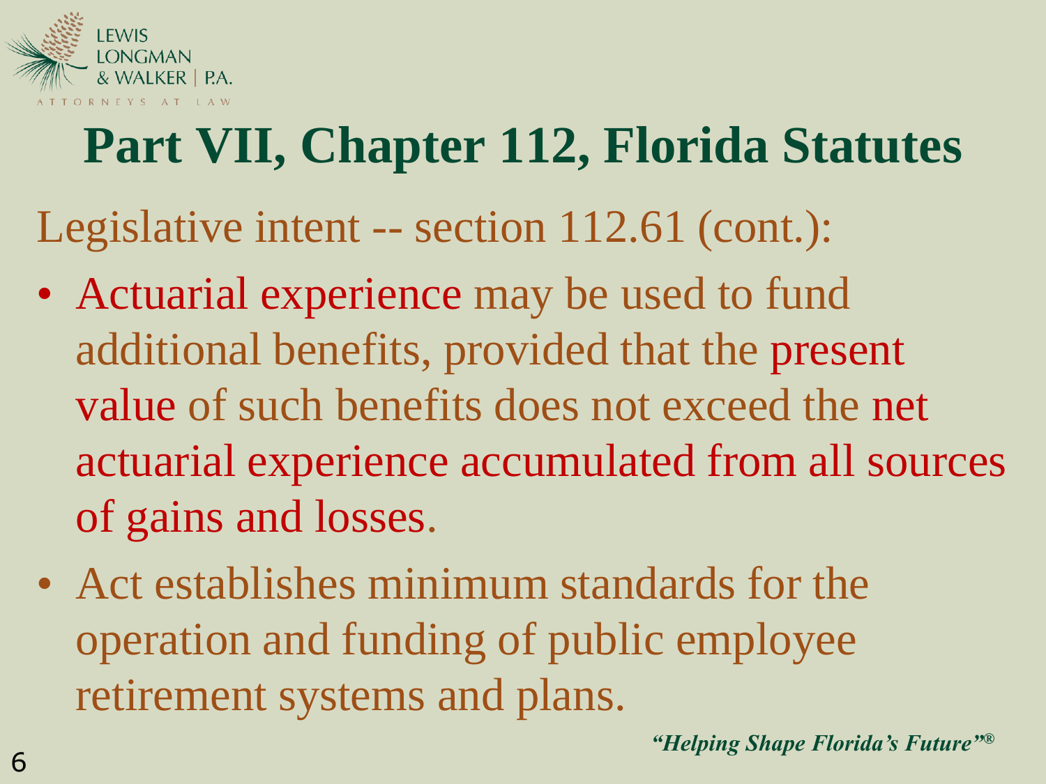# Part VII, Chapter 112, Florida Statutes

Legislative intent -- section 112.61 (cont.):

- Actuarial experience may be used to fund additional benefits, provided that the present value of such benefits does not exceed the net actuarial experience accumulated from all sources of gains and losses.
- Act establishes minimum standards for the operation and funding of public employee retirement systems and plans.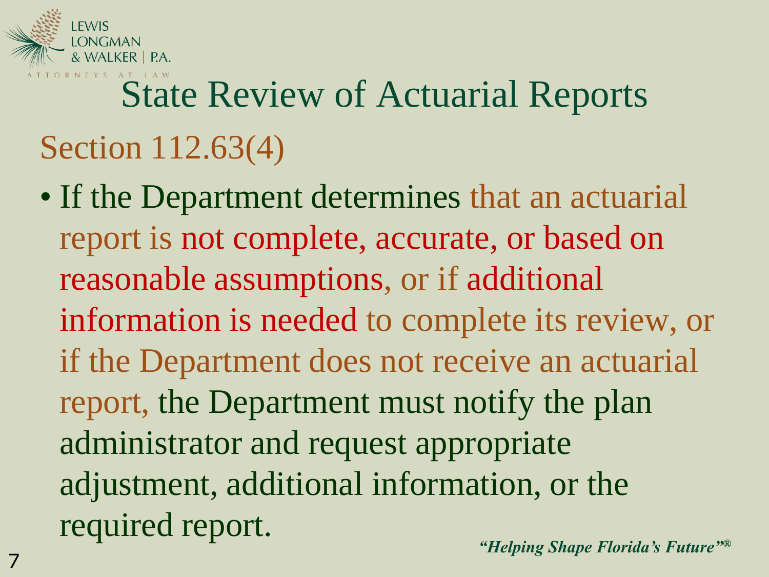# State Review of Actuarial Reports

## Section 112.63(4)

- If the Department determines that an actuarial report is not complete, accurate, or based on reasonable assumptions, or if additional information is needed to complete its review, or if the Department does not receive an actuarial report, the Department must notify the plan administrator and request appropriate adjustment, additional information, or the required report.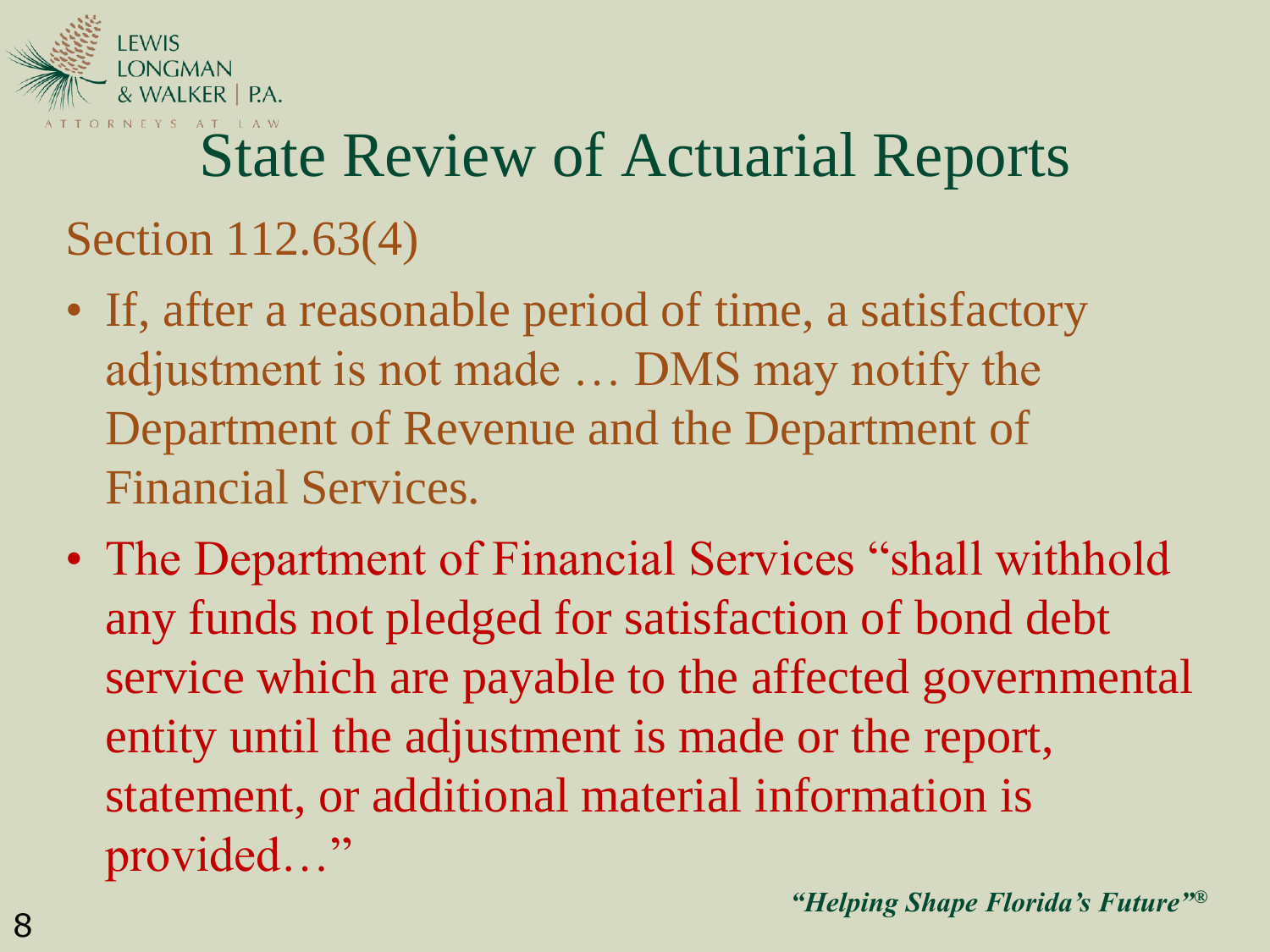# State Review of Actuarial Reports

## Section 112.63(4)

- If, after a reasonable period of time, a satisfactory adjustment is not made … DMS may notify the Department of Revenue and the Department of Financial Services.
- The Department of Financial Services "shall withhold any funds not pledged for satisfaction of bond debt service which are payable to the affected governmental entity until the adjustment is made or the report, statement, or additional material information is provided…"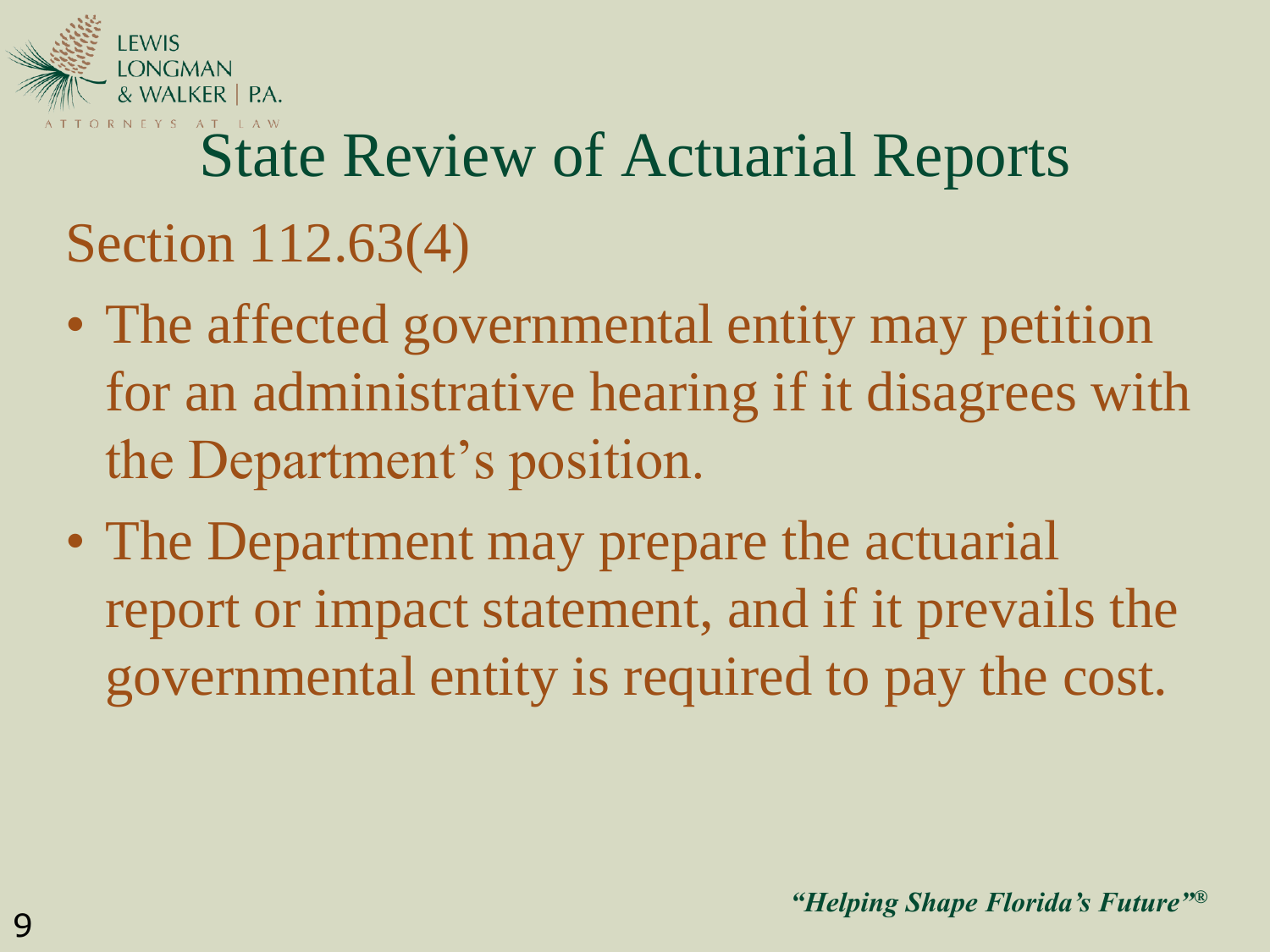# State Review of Actuarial Reports

## Section 112.63(4)

- The affected governmental entity may petition for an administrative hearing if it disagrees with the Department's position.
- The Department may prepare the actuarial report or impact statement, and if it prevails the governmental entity is required to pay the cost.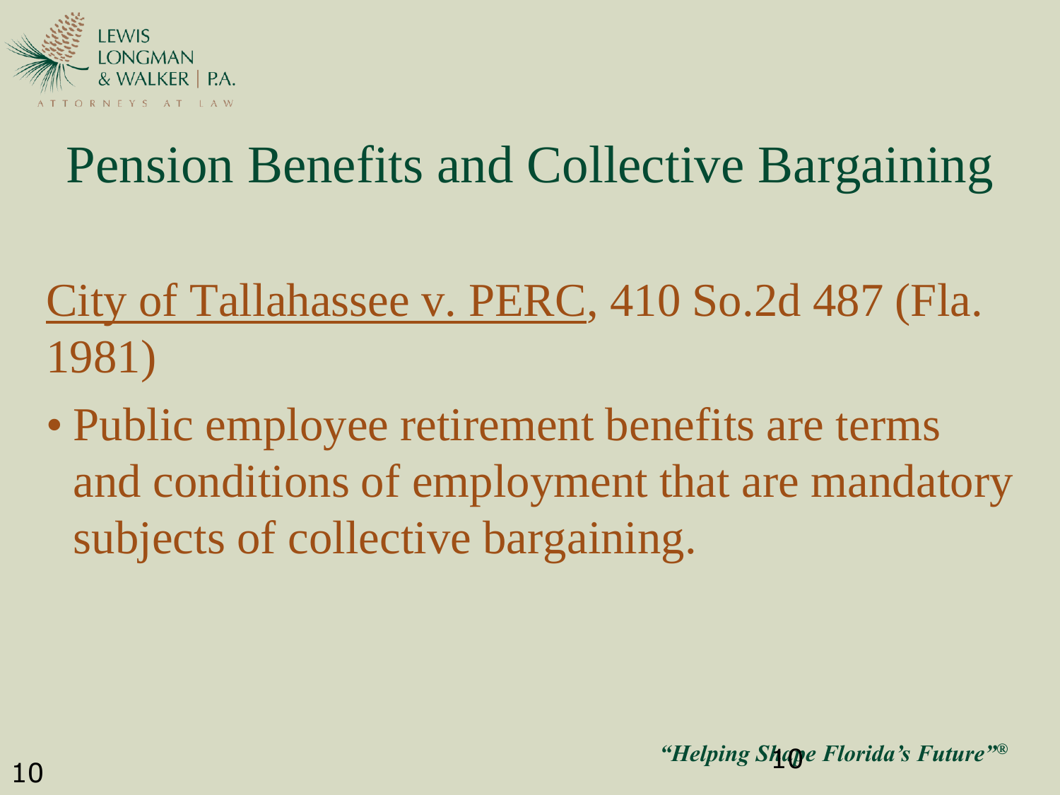# Pension Benefits and Collective Bargaining

City of Tallahassee v. PERC, 410 So.2d 487 (Fla. 1981)

- Public employee retirement benefits are terms and conditions of employment that are mandatory subjects of collective bargaining.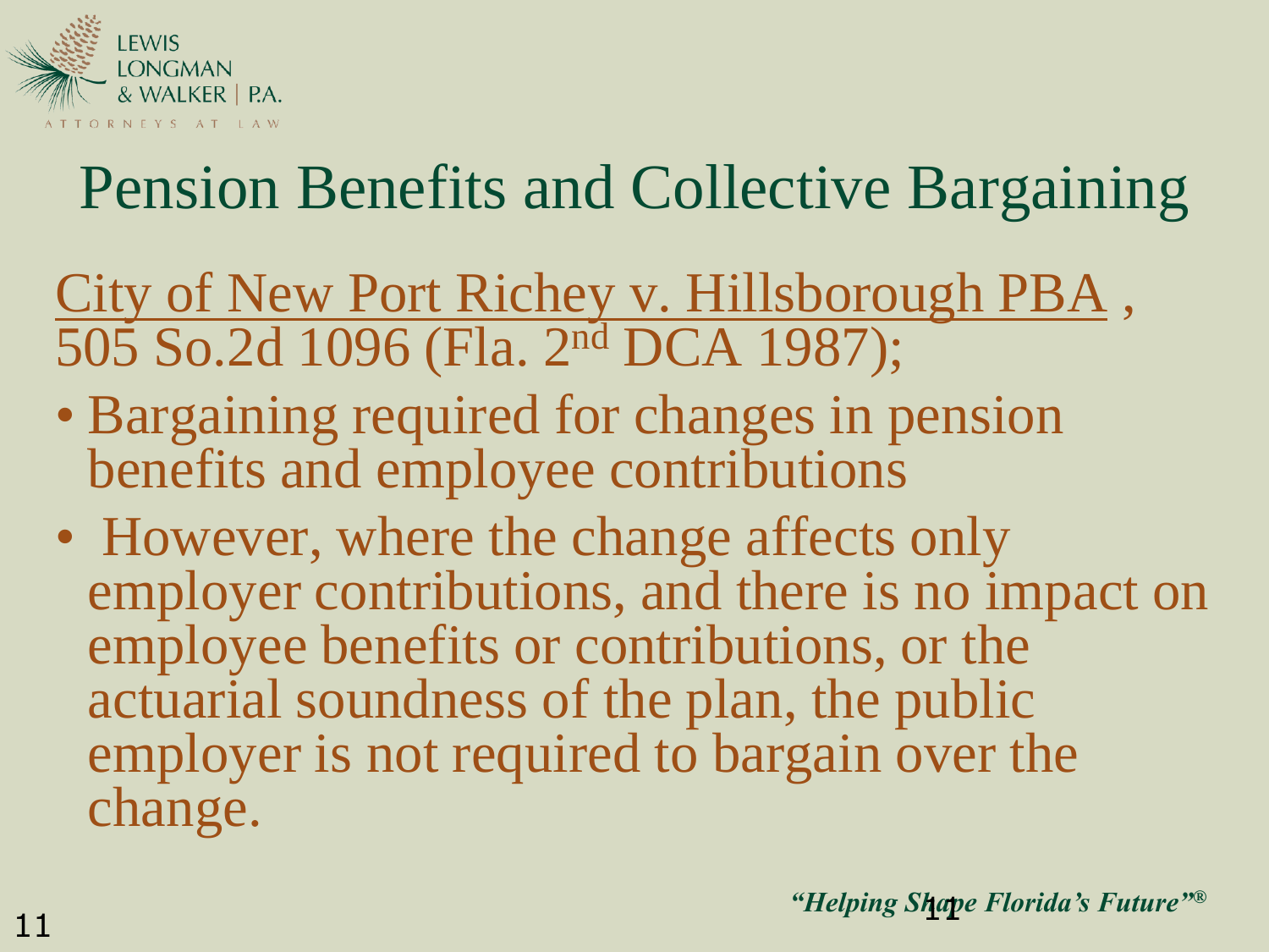# Pension Benefits and Collective Bargaining

City of New Port Richey v. Hillsborough PBA , 505 So.2d 1096 (Fla. 2nd DCA 1987);

- Bargaining required for changes in pension benefits and employee contributions
- However, where the change affects only employer contributions, and there is no impact on employee benefits or contributions, or the actuarial soundness of the plan, the public employer is not required to bargain over the change.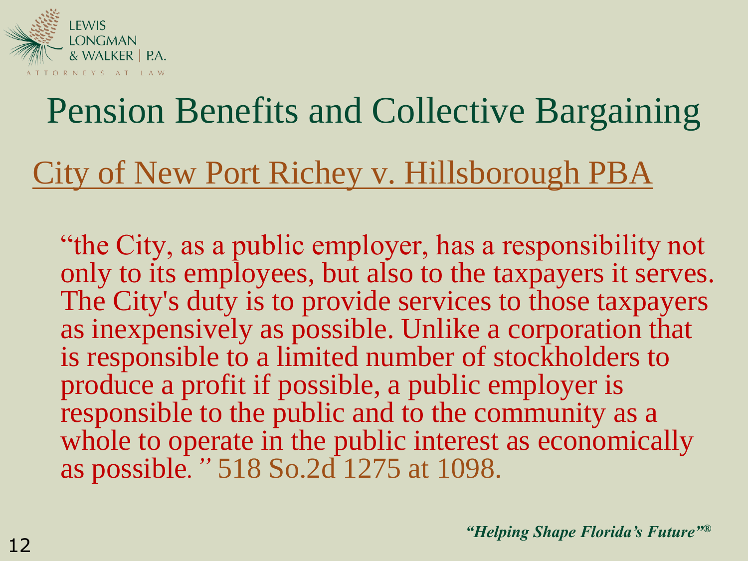# Pension Benefits and Collective Bargaining

## City of New Port Richey v. Hillsborough PBA

"the City, as a public employer, has a responsibility not only to its employees, but also to the taxpayers it serves. The City's duty is to provide services to those taxpayers as inexpensively as possible. Unlike a corporation that is responsible to a limited number of stockholders to produce a profit if possible, a public employer is responsible to the public and to the community as a whole to operate in the public interest as economically as possible." 518 So.2d 1275 at 1098.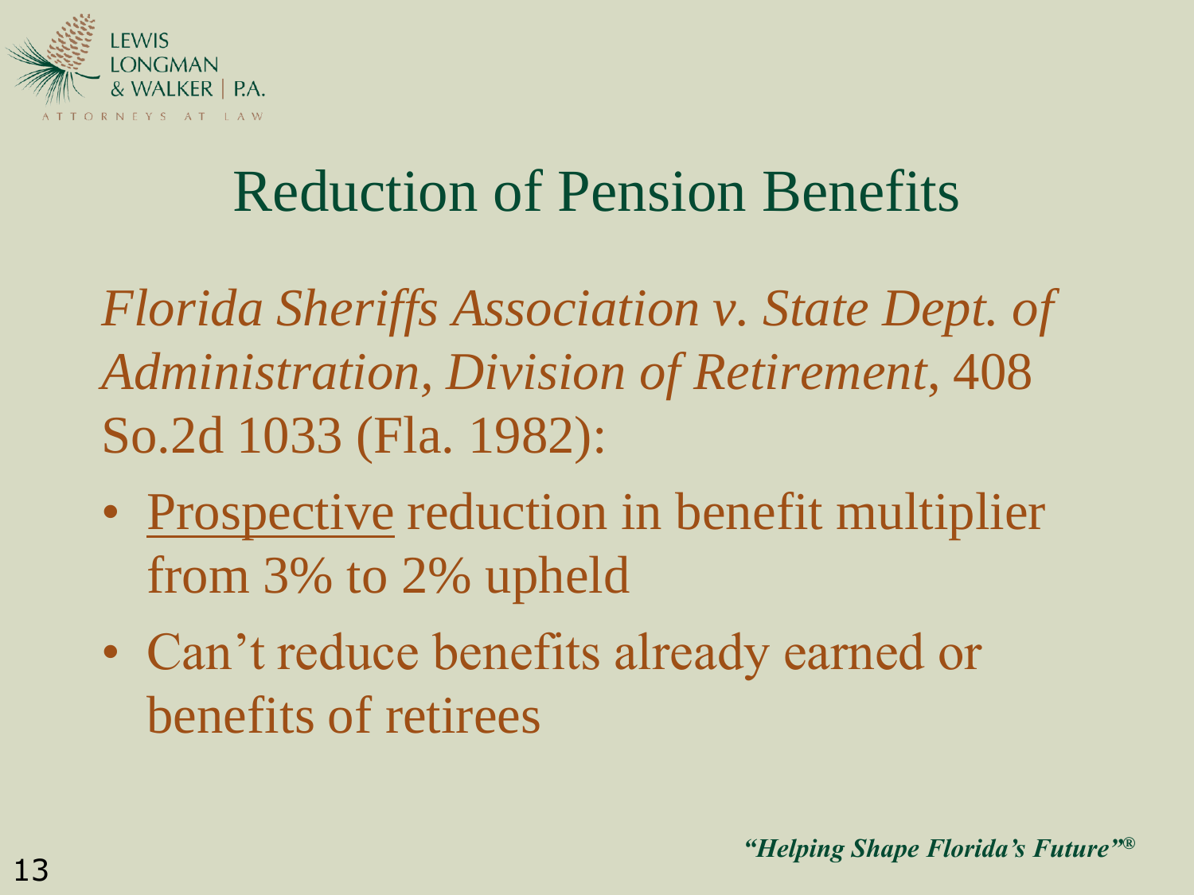# Reduction of Pension Benefits

*Florida Sheriffs Association v. State Dept. of Administration, Division of Retirement*, 408 So.2d 1033 (Fla. 1982):

- <u>Prospective</u> reduction in benefit multiplier from 3% to 2% upheld
- Can't reduce benefits already earned or benefits of retirees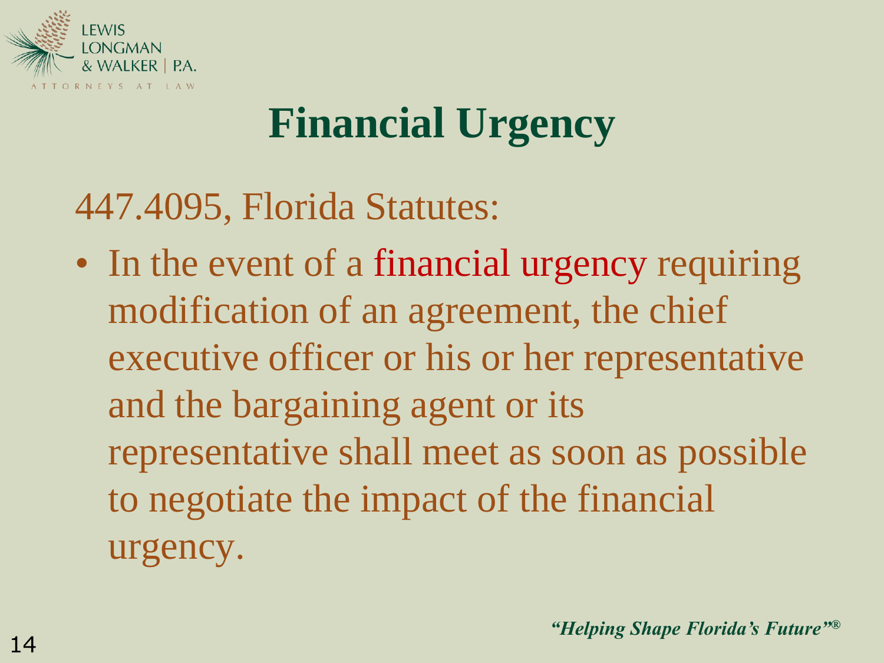# Financial Urgency

447.4095, Florida Statutes:

- In the event of a financial urgency requiring modification of an agreement, the chief executive officer or his or her representative and the bargaining agent or its representative shall meet as soon as possible to negotiate the impact of the financial urgency.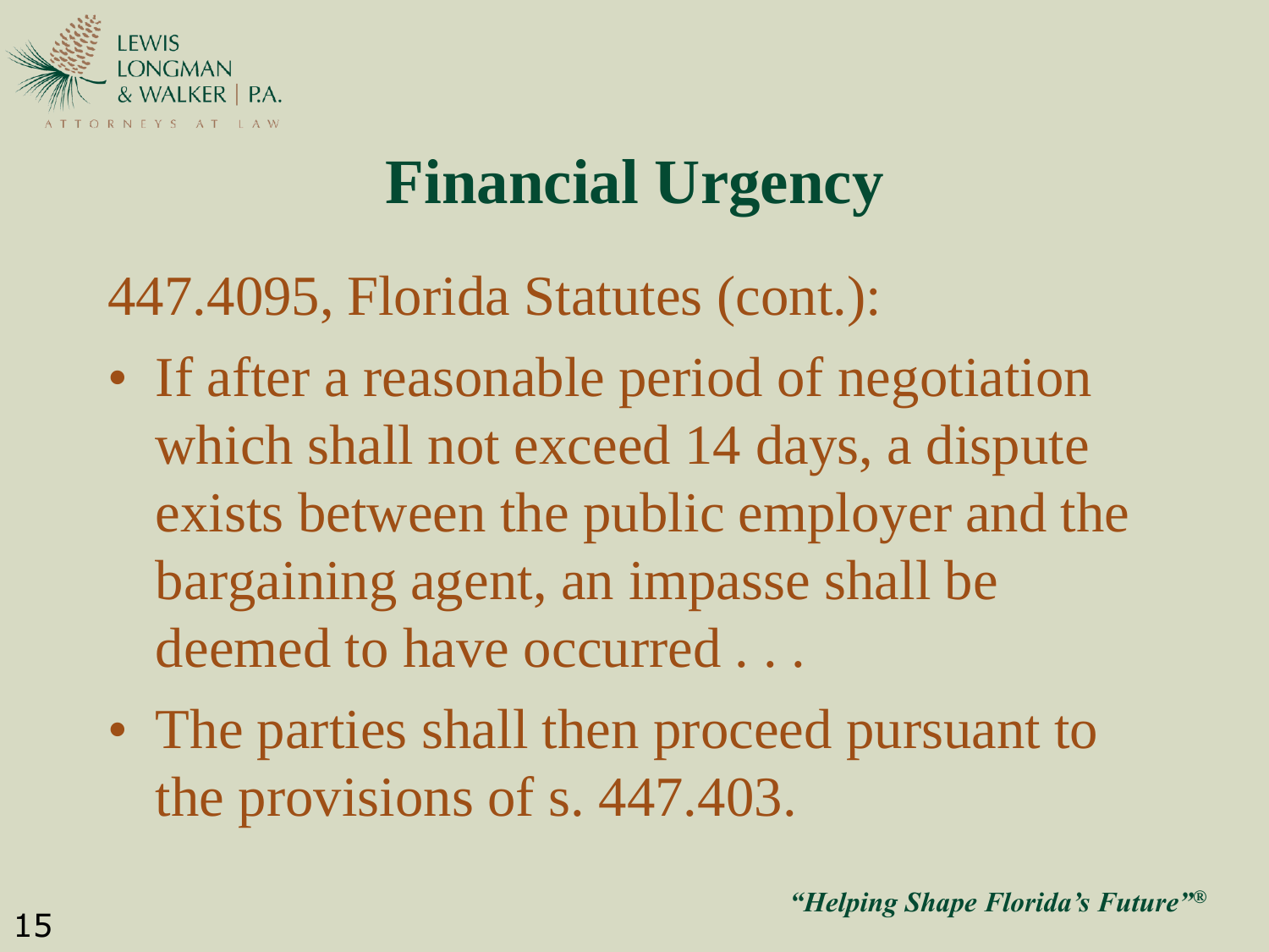# Financial Urgency

447.4095, Florida Statutes (cont.):

- If after a reasonable period of negotiation which shall not exceed 14 days, a dispute exists between the public employer and the bargaining agent, an impasse shall be deemed to have occurred . . .
- The parties shall then proceed pursuant to the provisions of s. 447.403.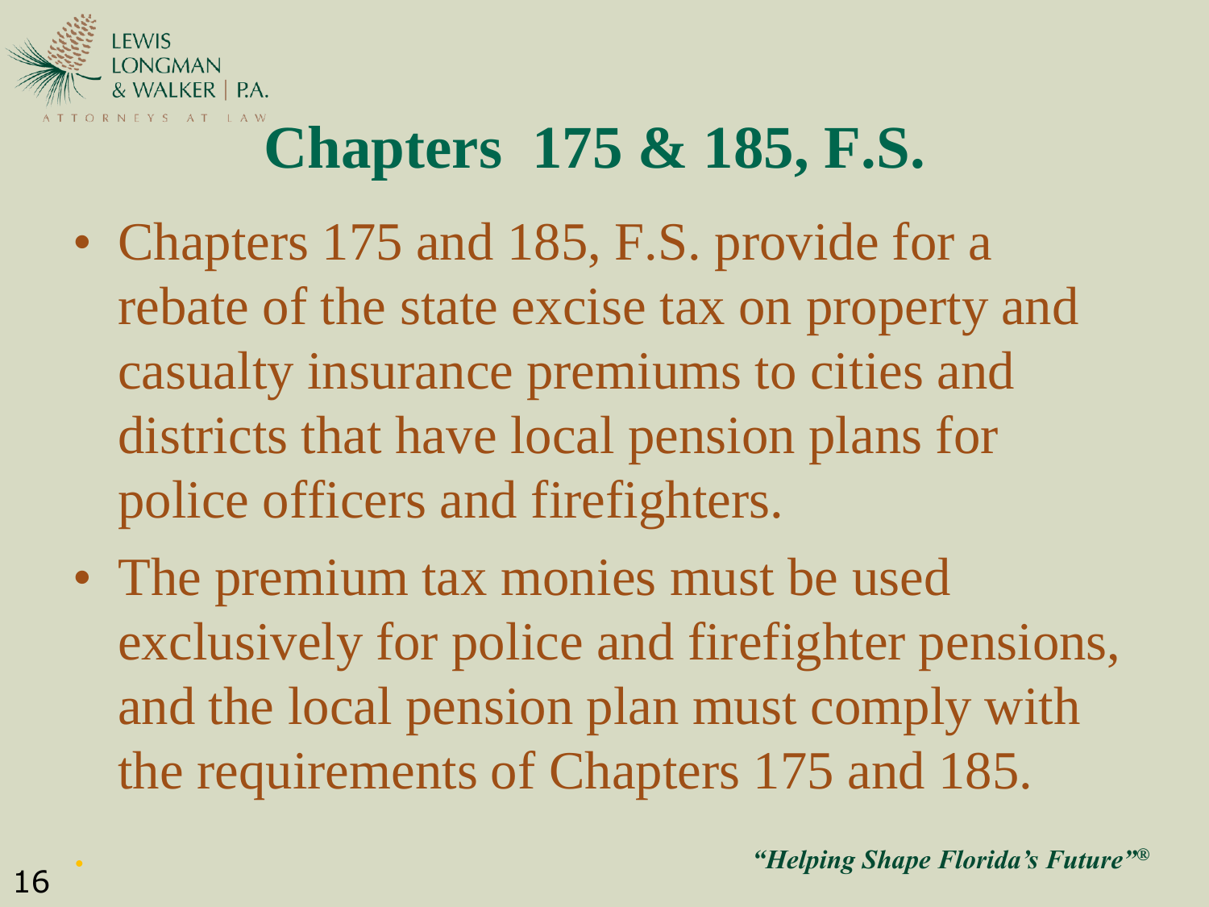# Chapters 175 & 185, F.S.

- Chapters 175 and 185, F.S. provide for a rebate of the state excise tax on property and casualty insurance premiums to cities and districts that have local pension plans for police officers and firefighters.
- The premium tax monies must be used exclusively for police and firefighter pensions, and the local pension plan must comply with the requirements of Chapters 175 and 185.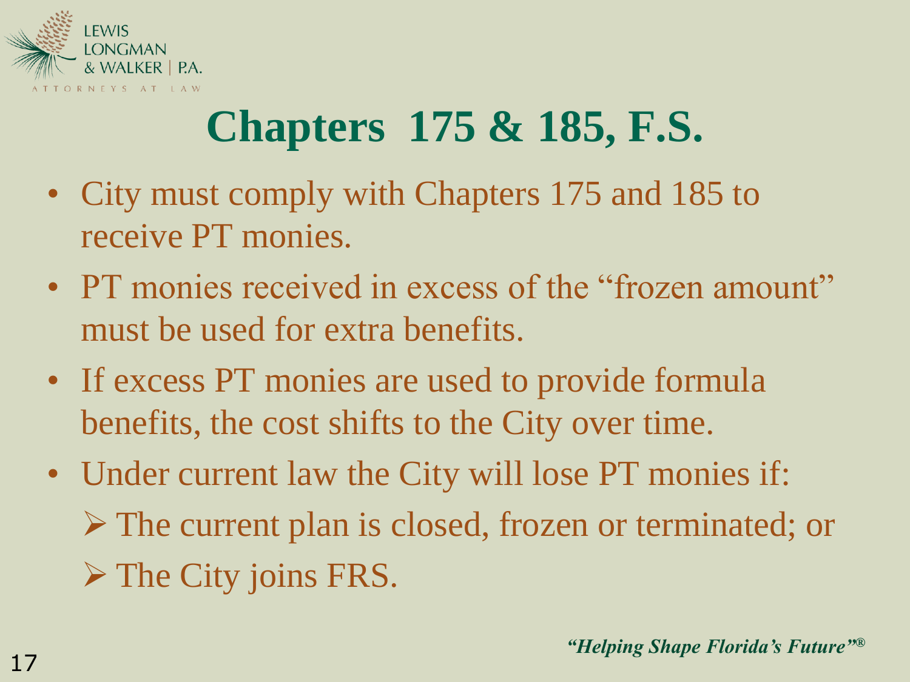# Chapters 175 & 185, F.S.

- City must comply with Chapters 175 and 185 to receive PT monies.
- PT monies received in excess of the "frozen amount" must be used for extra benefits.
- If excess PT monies are used to provide formula benefits, the cost shifts to the City over time.
- Under current law the City will lose PT monies if:
  - The current plan is closed, frozen or terminated; or
  - The City joins FRS.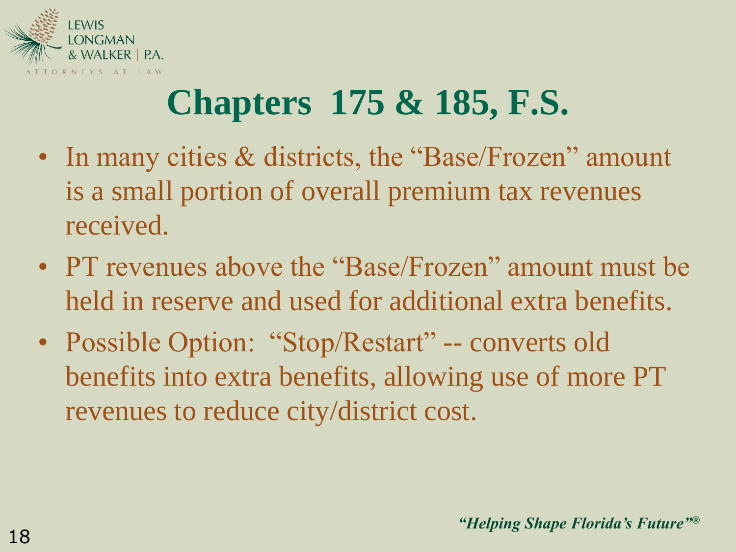# Chapters 175 & 185, F.S.

- In many cities & districts, the "Base/Frozen" amount is a small portion of overall premium tax revenues received.
- PT revenues above the "Base/Frozen" amount must be held in reserve and used for additional extra benefits.
- Possible Option: "Stop/Restart" -- converts old benefits into extra benefits, allowing use of more PT revenues to reduce city/district cost.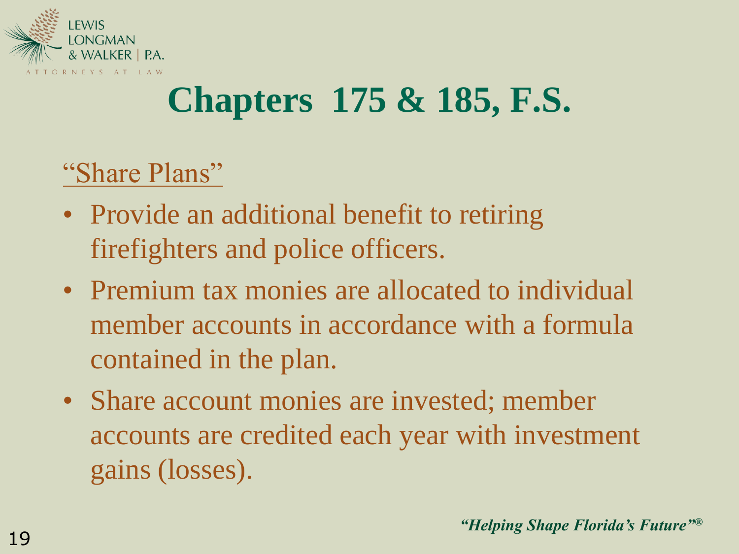# Chapters 175 & 185, F.S.

"Share Plans"

- Provide an additional benefit to retiring firefighters and police officers.
- Premium tax monies are allocated to individual member accounts in accordance with a formula contained in the plan.
- Share account monies are invested; member accounts are credited each year with investment gains (losses).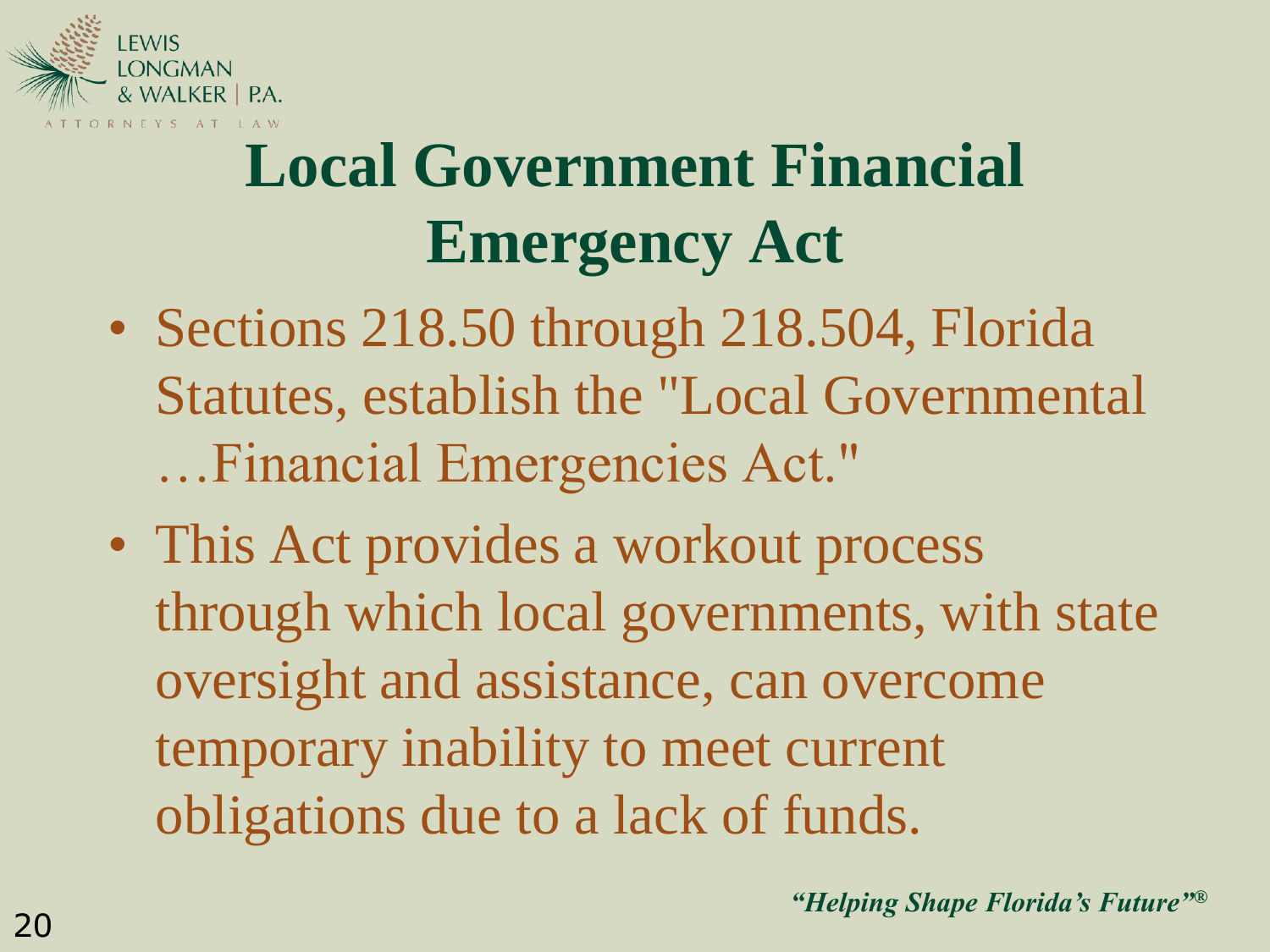# Local Government Financial Emergency Act

- Sections 218.50 through 218.504, Florida Statutes, establish the "Local Governmental …Financial Emergencies Act."
- This Act provides a workout process through which local governments, with state oversight and assistance, can overcome temporary inability to meet current obligations due to a lack of funds.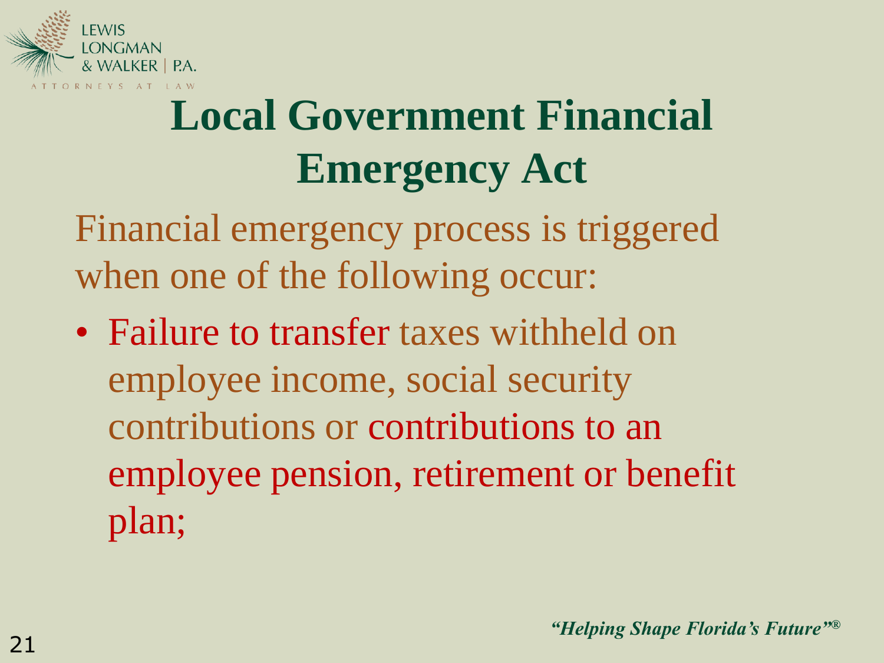# Local Government Financial Emergency Act

Financial emergency process is triggered when one of the following occur:

- Failure to transfer taxes withheld on employee income, social security contributions or contributions to an employee pension, retirement or benefit plan;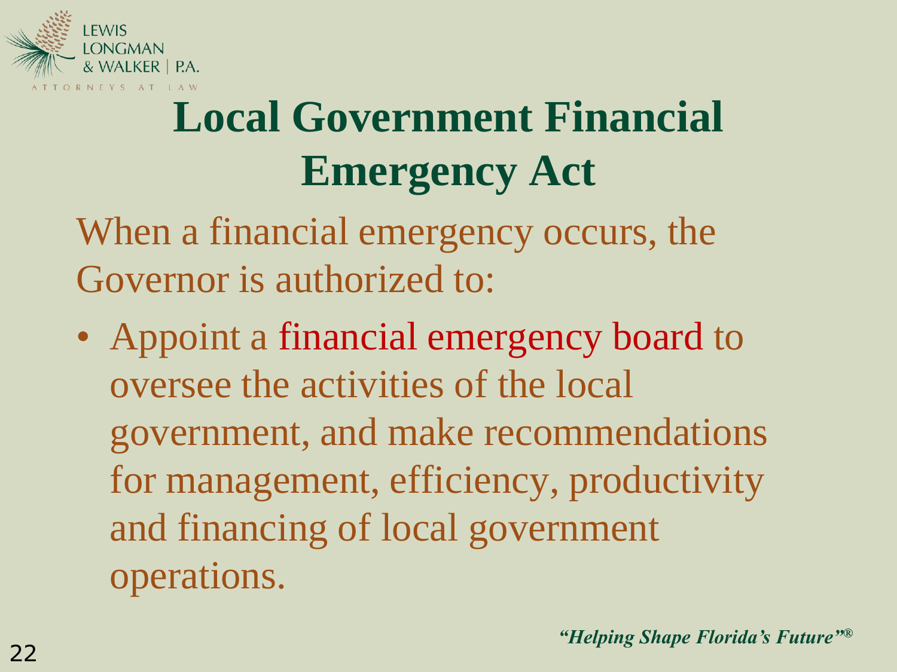# Local Government Financial Emergency Act

When a financial emergency occurs, the Governor is authorized to:

- Appoint a financial emergency board to oversee the activities of the local government, and make recommendations for management, efficiency, productivity and financing of local government operations.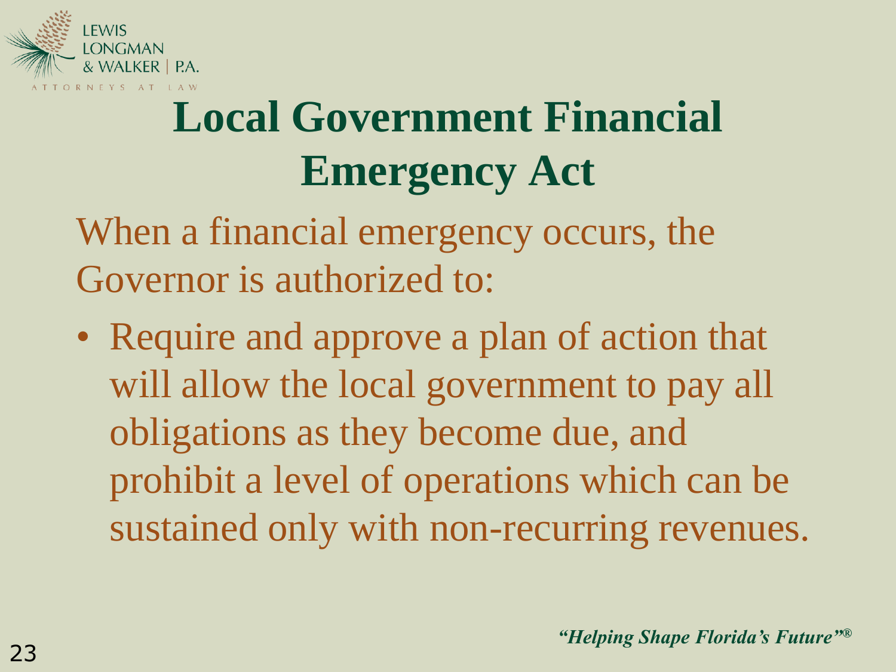# Local Government Financial Emergency Act

When a financial emergency occurs, the Governor is authorized to:

- Require and approve a plan of action that will allow the local government to pay all obligations as they become due, and prohibit a level of operations which can be sustained only with non-recurring revenues.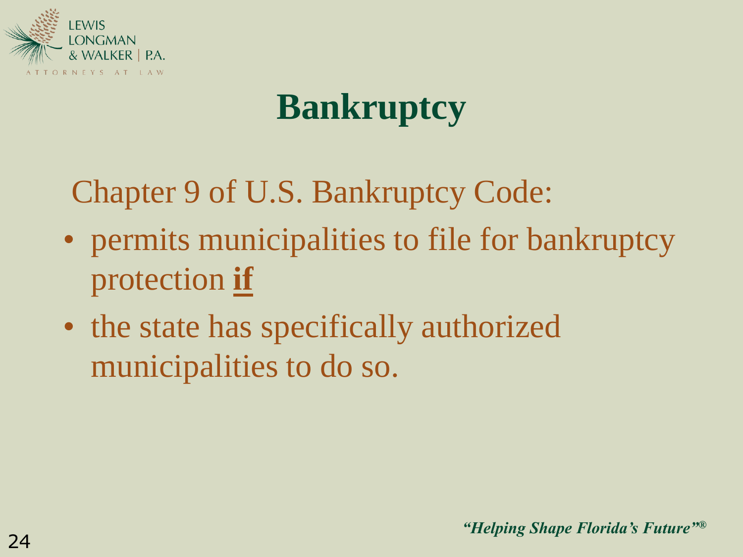# Bankruptcy

Chapter 9 of U.S. Bankruptcy Code:

- permits municipalities to file for bankruptcy protection **<u>if</u>**
- the state has specifically authorized municipalities to do so.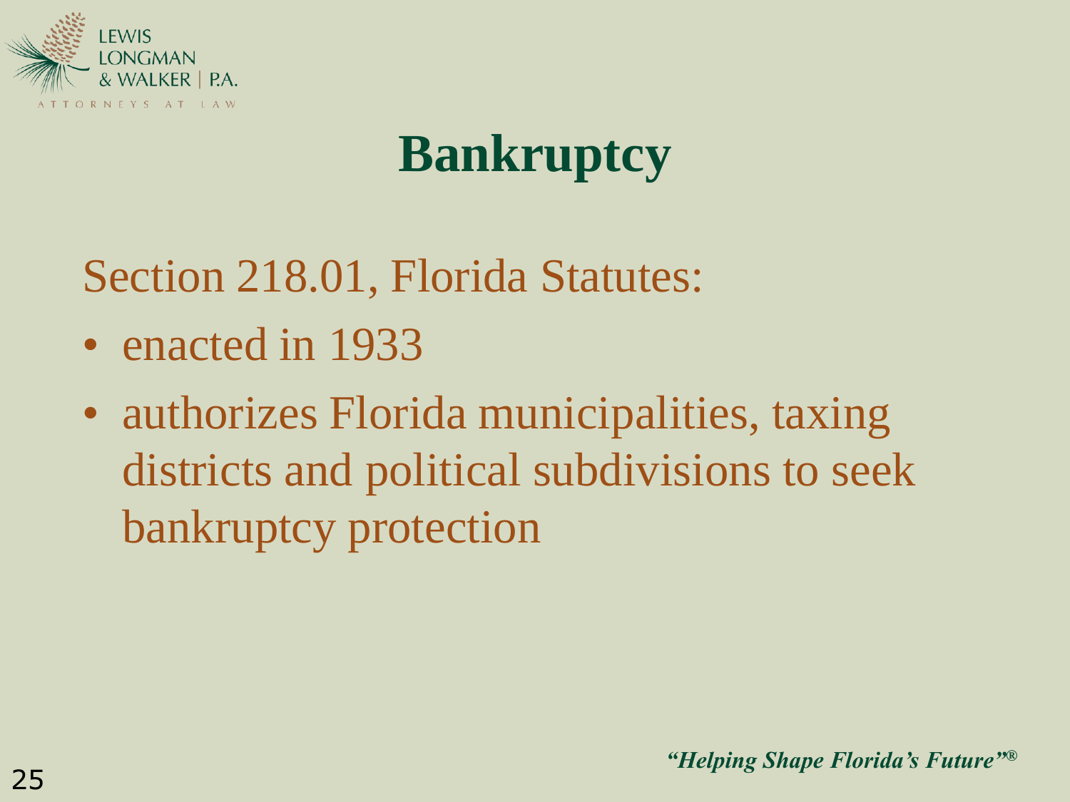# Bankruptcy

Section 218.01, Florida Statutes:

- enacted in 1933
- authorizes Florida municipalities, taxing districts and political subdivisions to seek bankruptcy protection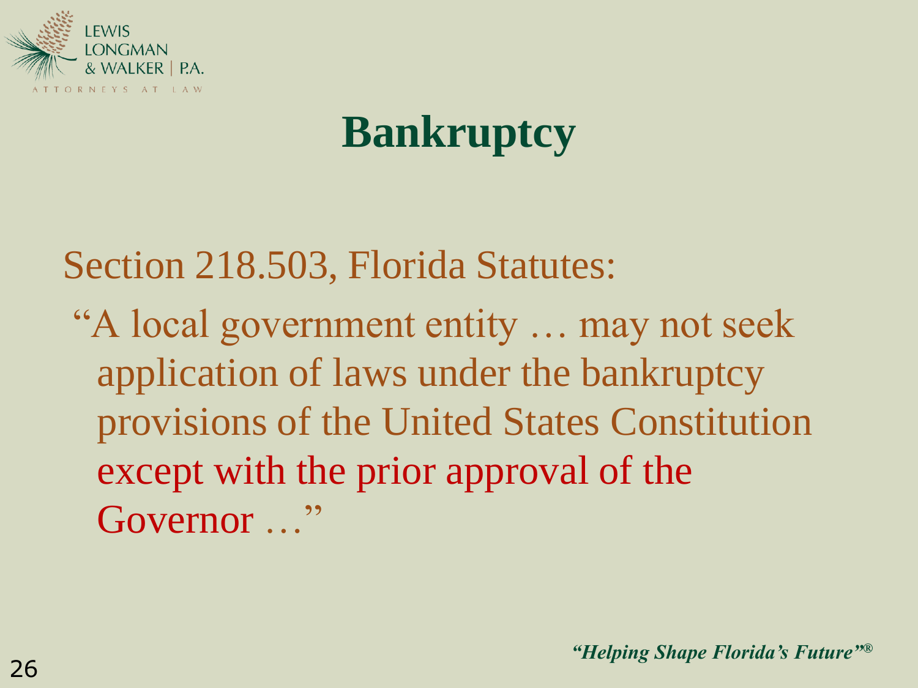# Bankruptcy

Section 218.503, Florida Statutes:

"A local government entity … may not seek application of laws under the bankruptcy provisions of the United States Constitution except with the prior approval of the Governor …"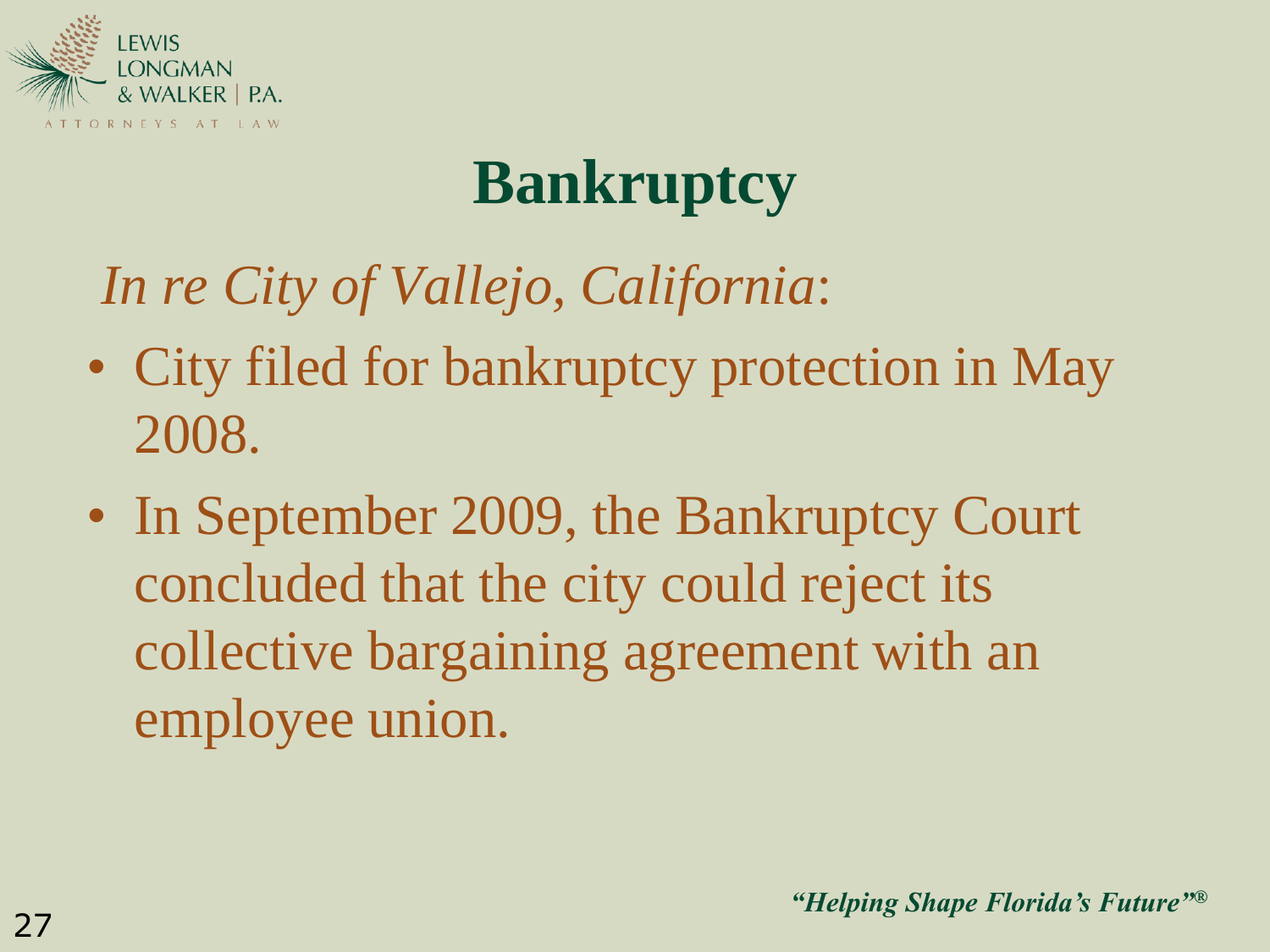# Bankruptcy

*In re City of Vallejo, California*:

- City filed for bankruptcy protection in May 2008.
- In September 2009, the Bankruptcy Court concluded that the city could reject its collective bargaining agreement with an employee union.